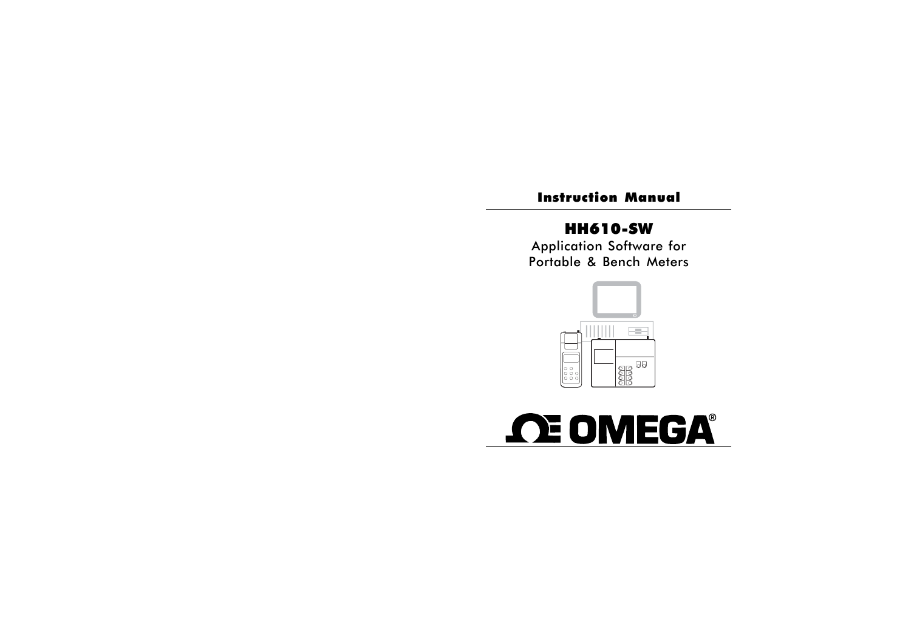**Instruction Manual**

# HH610-SW

Application Software for
Portable & Bench Meters

OMEGA®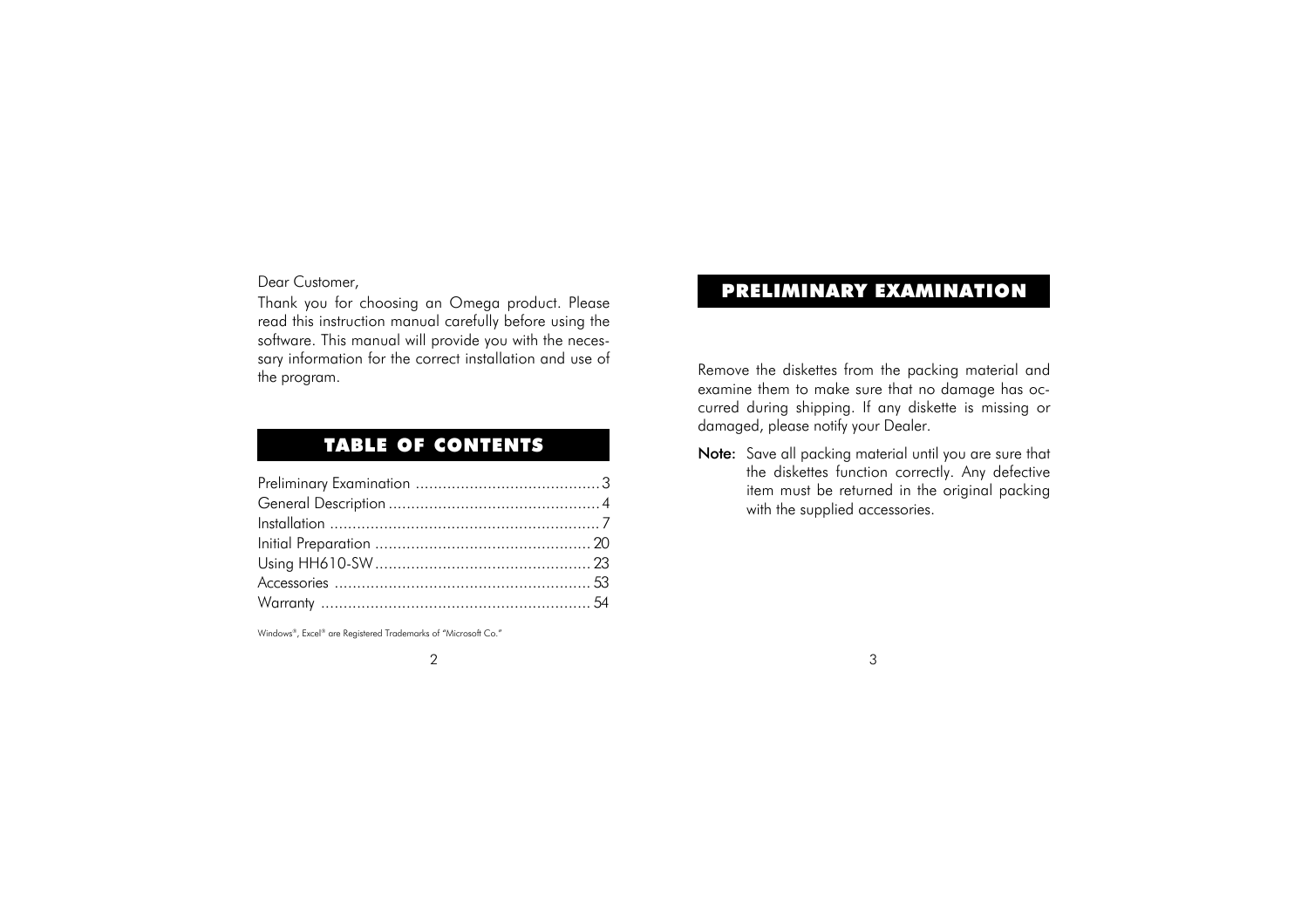Dear Customer,

Thank you for choosing an Omega product. Please read this instruction manual carefully before using the software. This manual will provide you with the necessary information for the correct installation and use of the program.

## TABLE OF CONTENTS

| Section | Page |
|---|---|
| Preliminary Examination | 3 |
| General Description | 4 |
| Installation | 7 |
| Initial Preparation | 20 |
| Using HH610-SW | 23 |
| Accessories | 53 |
| Warranty | 54 |

Windows®, Excel® are Registered Trademarks of "Microsoft Co."

## PRELIMINARY EXAMINATION

Remove the diskettes from the packing material and examine them to make sure that no damage has occurred during shipping. If any diskette is missing or damaged, please notify your Dealer.

**Note:** Save all packing material until you are sure that the diskettes function correctly. Any defective item must be returned in the original packing with the supplied accessories.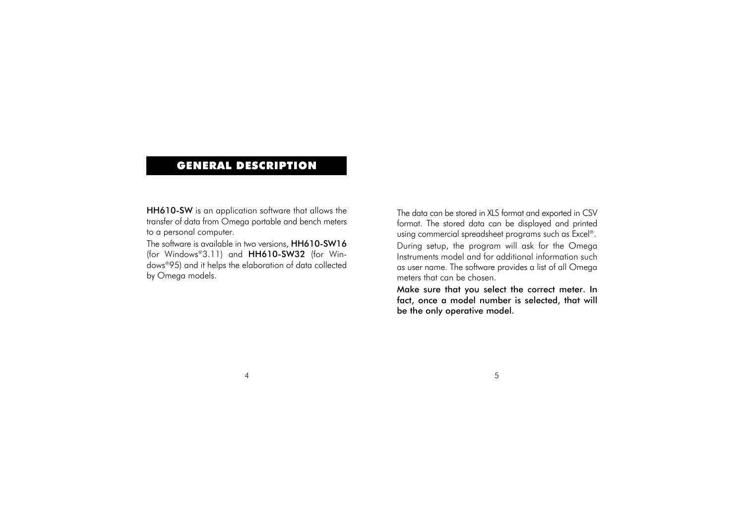# GENERAL DESCRIPTION

**HH610-SW** is an application software that allows the transfer of data from Omega portable and bench meters to a personal computer.

The software is available in two versions, **HH610-SW16** (for Windows®3.11) and **HH610-SW32** (for Windows®95) and it helps the elaboration of data collected by Omega models.

The data can be stored in XLS format and exported in CSV format. The stored data can be displayed and printed using commercial spreadsheet programs such as Excel®.

During setup, the program will ask for the Omega Instruments model and for additional information such as user name. The software provides a list of all Omega meters that can be chosen.

**Make sure that you select the correct meter. In fact, once a model number is selected, that will be the only operative model.**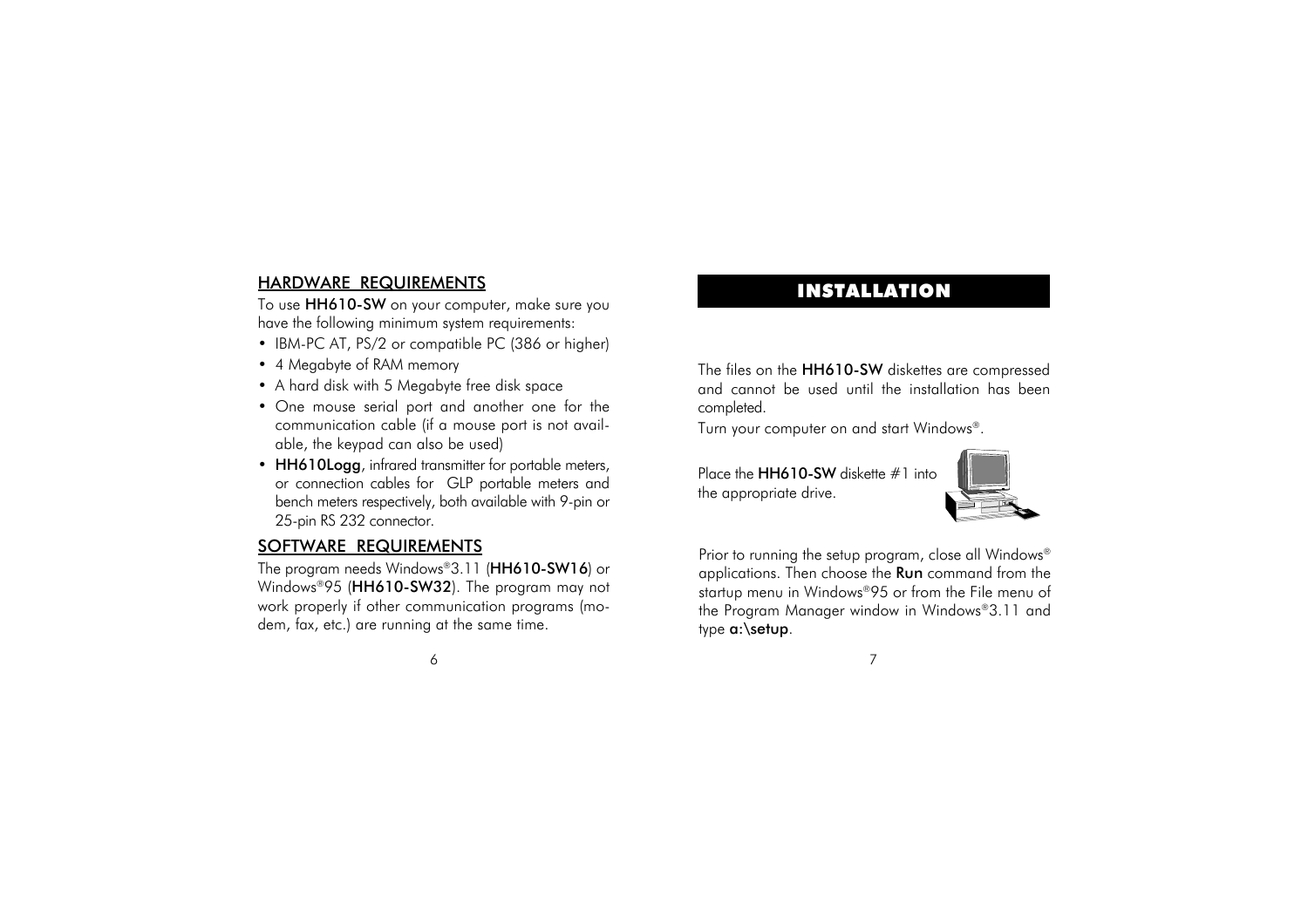## HARDWARE REQUIREMENTS

To use **HH610-SW** on your computer, make sure you have the following minimum system requirements:

- IBM-PC AT, PS/2 or compatible PC (386 or higher)
- 4 Megabyte of RAM memory
- A hard disk with 5 Megabyte free disk space
- One mouse serial port and another one for the communication cable (if a mouse port is not available, the keypad can also be used)
- **HH610Logg**, infrared transmitter for portable meters, or connection cables for GLP portable meters and bench meters respectively, both available with 9-pin or 25-pin RS 232 connector.

## SOFTWARE REQUIREMENTS

The program needs Windows®3.11 (**HH610-SW16**) or Windows®95 (**HH610-SW32**). The program may not work properly if other communication programs (modem, fax, etc.) are running at the same time.

# INSTALLATION

The files on the **HH610-SW** diskettes are compressed and cannot be used until the installation has been completed.

Turn your computer on and start Windows®.

Place the **HH610-SW** diskette #1 into the appropriate drive.

Prior to running the setup program, close all Windows® applications. Then choose the **Run** command from the startup menu in Windows®95 or from the File menu of the Program Manager window in Windows®3.11 and type **a:\setup**.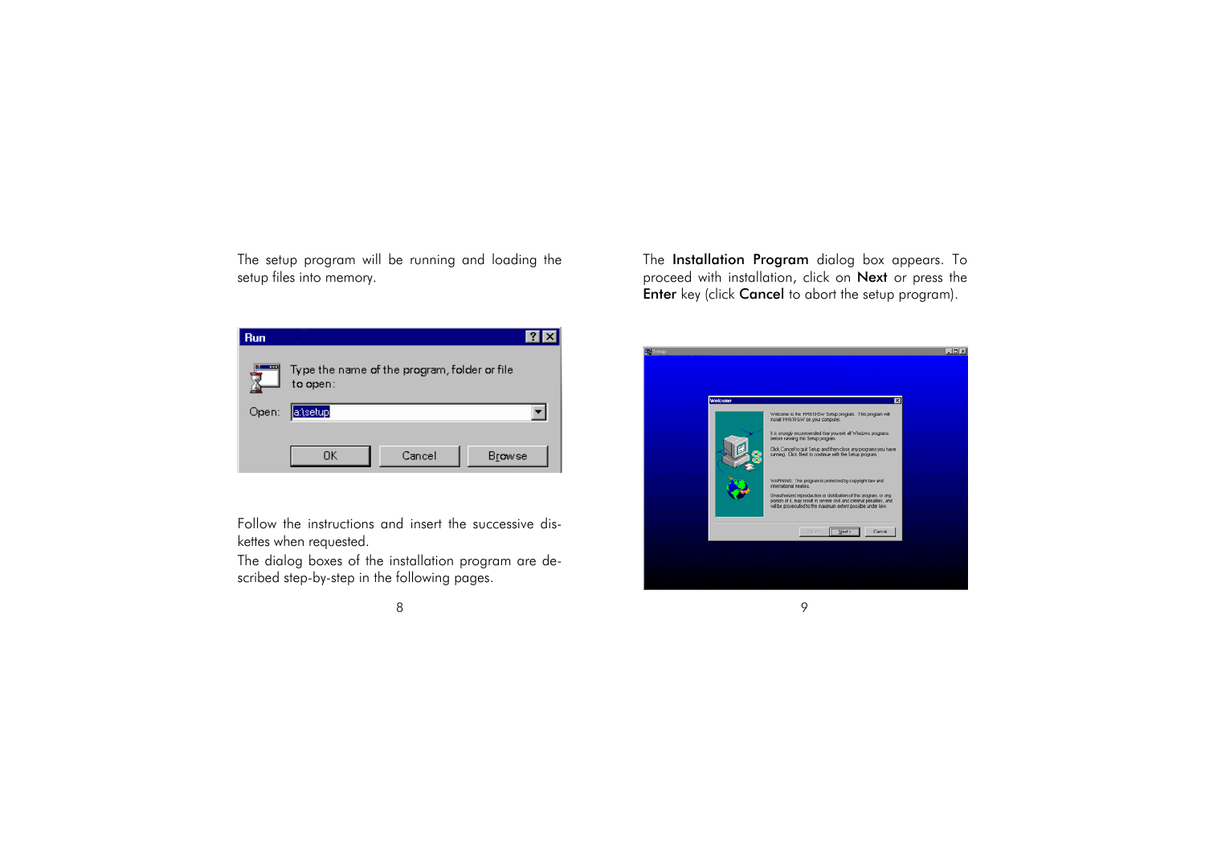The setup program will be running and loading the setup files into memory.

Follow the instructions and insert the successive diskettes when requested.

The dialog boxes of the installation program are described step-by-step in the following pages.

The **Installation Program** dialog box appears. To proceed with installation, click on **Next** or press the **Enter** key (click **Cancel** to abort the setup program).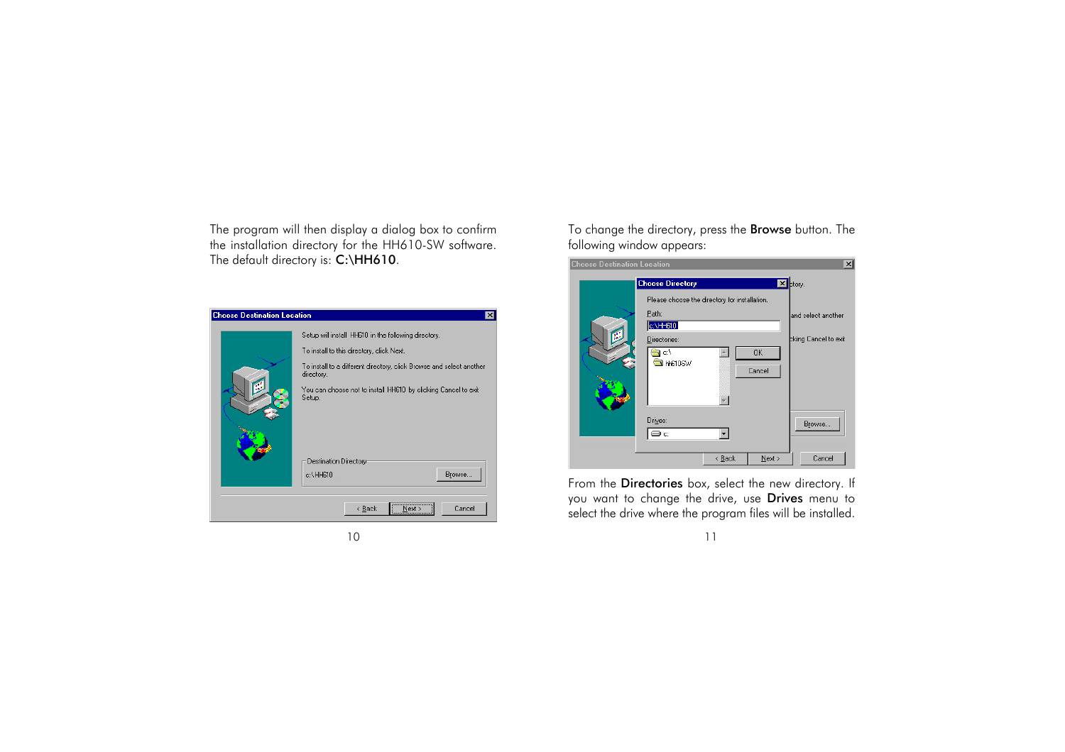The program will then display a dialog box to confirm the installation directory for the HH610-SW software. The default directory is: **C:\HH610**.

To change the directory, press the **Browse** button. The following window appears:

From the **Directories** box, select the new directory. If you want to change the drive, use **Drives** menu to select the drive where the program files will be installed.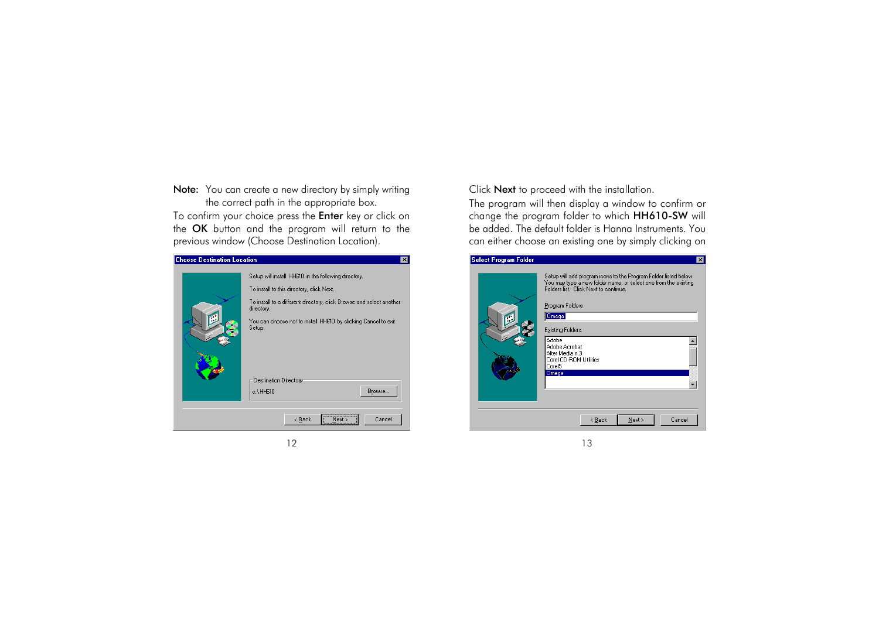**Note:** You can create a new directory by simply writing the correct path in the appropriate box.

To confirm your choice press the **Enter** key or click on the **OK** button and the program will return to the previous window (Choose Destination Location).

Click **Next** to proceed with the installation.

The program will then display a window to confirm or change the program folder to which **HH610-SW** will be added. The default folder is Hanna Instruments. You can either choose an existing one by simply clicking on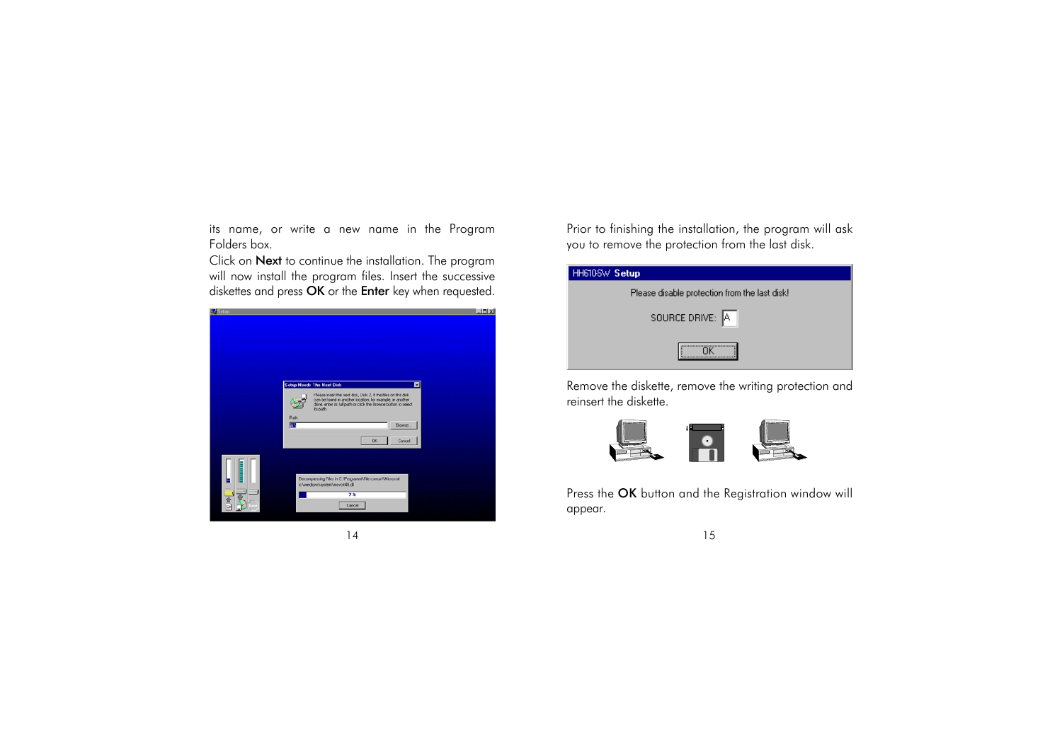its name, or write a new name in the Program Folders box.

Click on **Next** to continue the installation. The program will now install the program files. Insert the successive diskettes and press **OK** or the **Enter** key when requested.

Prior to finishing the installation, the program will ask you to remove the protection from the last disk.

Remove the diskette, remove the writing protection and reinsert the diskette.

Press the **OK** button and the Registration window will appear.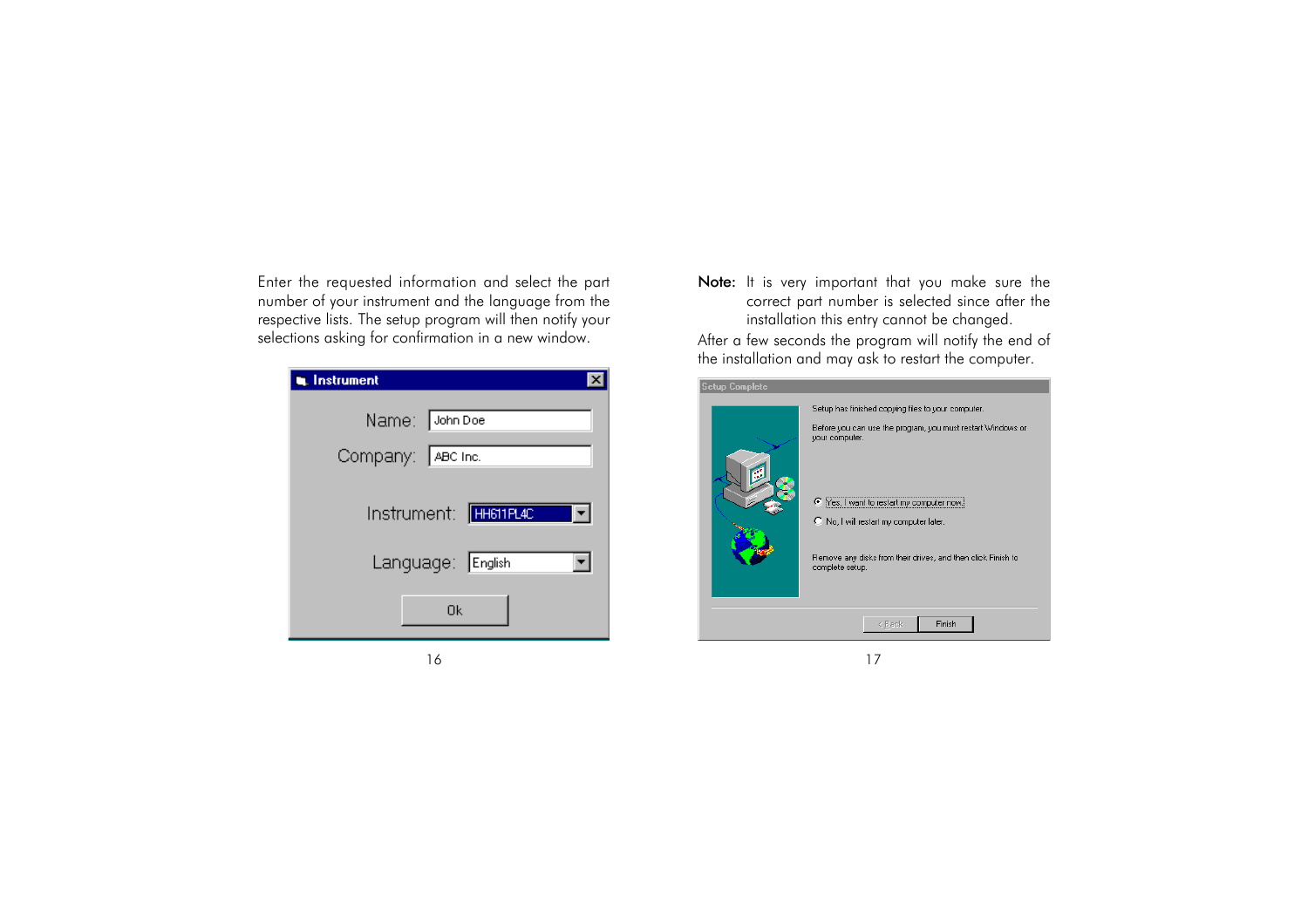Enter the requested information and select the part number of your instrument and the language from the respective lists. The setup program will then notify your selections asking for confirmation in a new window.

**Note:** It is very important that you make sure the correct part number is selected since after the installation this entry cannot be changed.

After a few seconds the program will notify the end of the installation and may ask to restart the computer.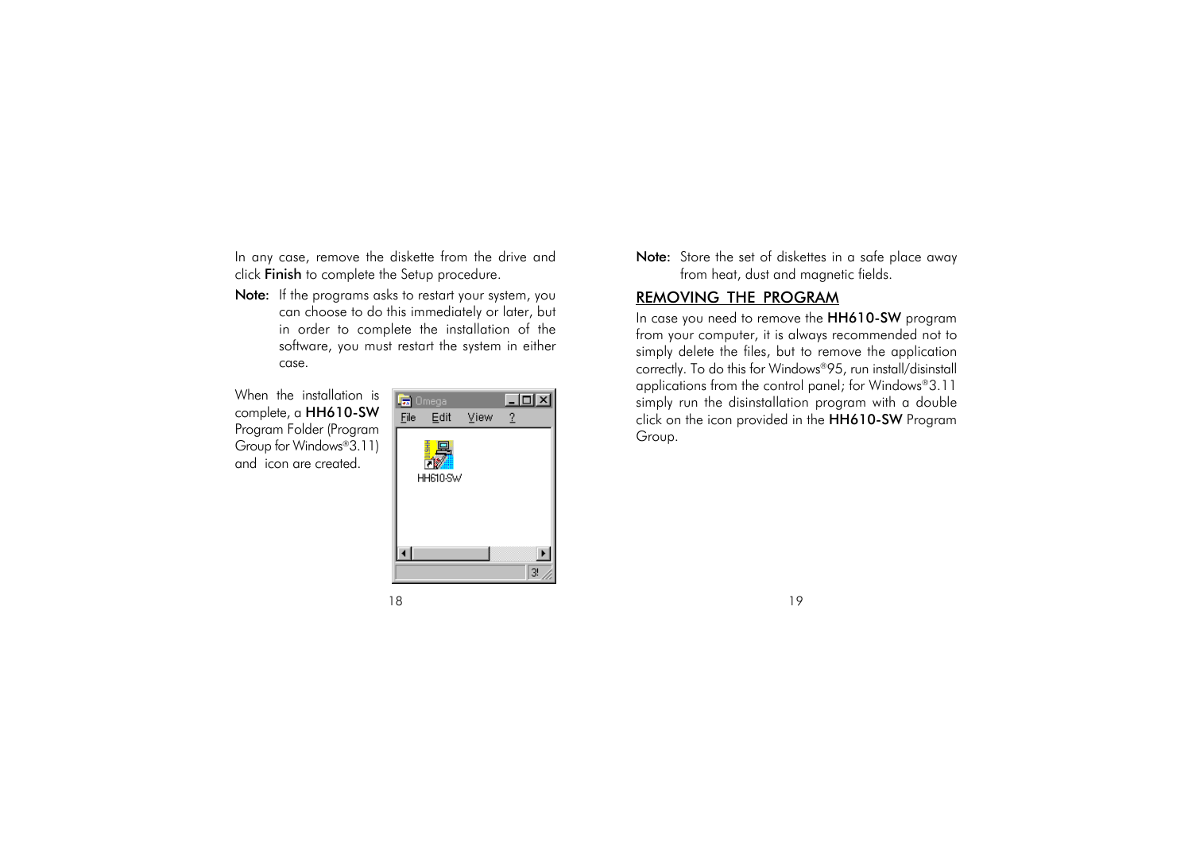In any case, remove the diskette from the drive and click **Finish** to complete the Setup procedure.

**Note:** If the programs asks to restart your system, you can choose to do this immediately or later, but in order to complete the installation of the software, you must restart the system in either case.

When the installation is complete, a **HH610-SW** Program Folder (Program Group for Windows®3.11) and icon are created.

**Note:** Store the set of diskettes in a safe place away from heat, dust and magnetic fields.

## REMOVING THE PROGRAM

In case you need to remove the **HH610-SW** program from your computer, it is always recommended not to simply delete the files, but to remove the application correctly. To do this for Windows®95, run install/disinstall applications from the control panel; for Windows®3.11 simply run the disinstallation program with a double click on the icon provided in the **HH610-SW** Program Group.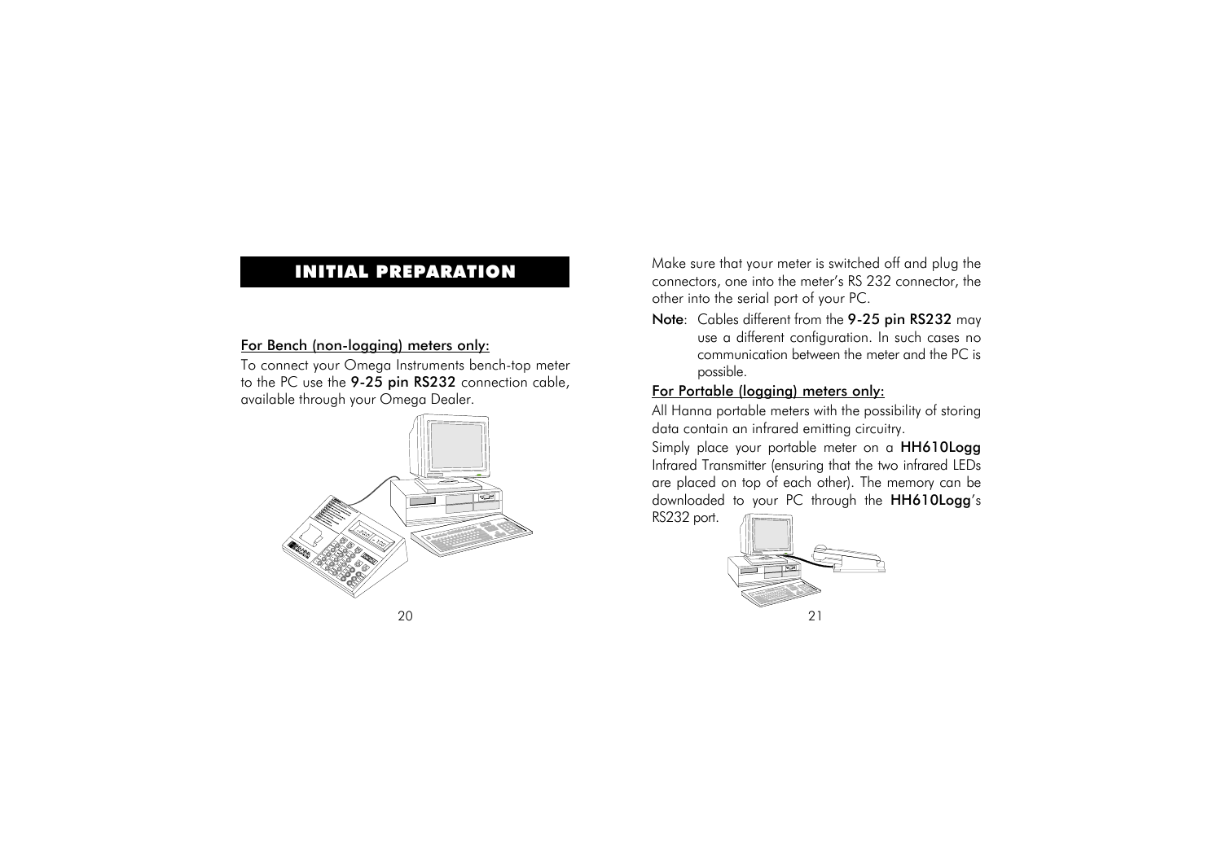## INITIAL PREPARATION

### For Bench (non-logging) meters only:

To connect your Omega Instruments bench-top meter to the PC use the **9-25 pin RS232** connection cable, available through your Omega Dealer.

Make sure that your meter is switched off and plug the connectors, one into the meter's RS 232 connector, the other into the serial port of your PC.

**Note**: Cables different from the **9-25 pin RS232** may use a different configuration. In such cases no communication between the meter and the PC is possible.

### For Portable (logging) meters only:

All Hanna portable meters with the possibility of storing data contain an infrared emitting circuitry.

Simply place your portable meter on a **HH610Logg** Infrared Transmitter (ensuring that the two infrared LEDs are placed on top of each other). The memory can be downloaded to your PC through the **HH610Logg**'s RS232 port.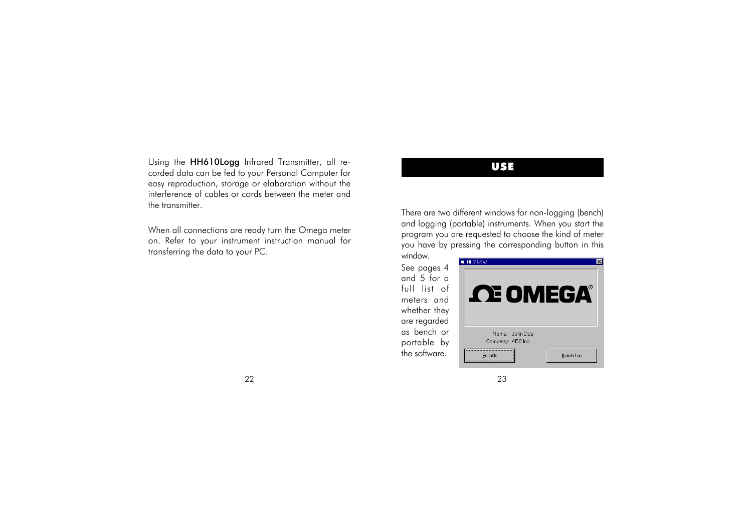Using the **HH610Logg** Infrared Transmitter, all recorded data can be fed to your Personal Computer for easy reproduction, storage or elaboration without the interference of cables or cords between the meter and the transmitter.

When all connections are ready turn the Omega meter on. Refer to your instrument instruction manual for transferring the data to your PC.

## USE

There are two different windows for non-logging (bench) and logging (portable) instruments. When you start the program you are requested to choose the kind of meter you have by pressing the corresponding button in this window.

See pages 4 and 5 for a full list of meters and whether they are regarded as bench or portable by the software.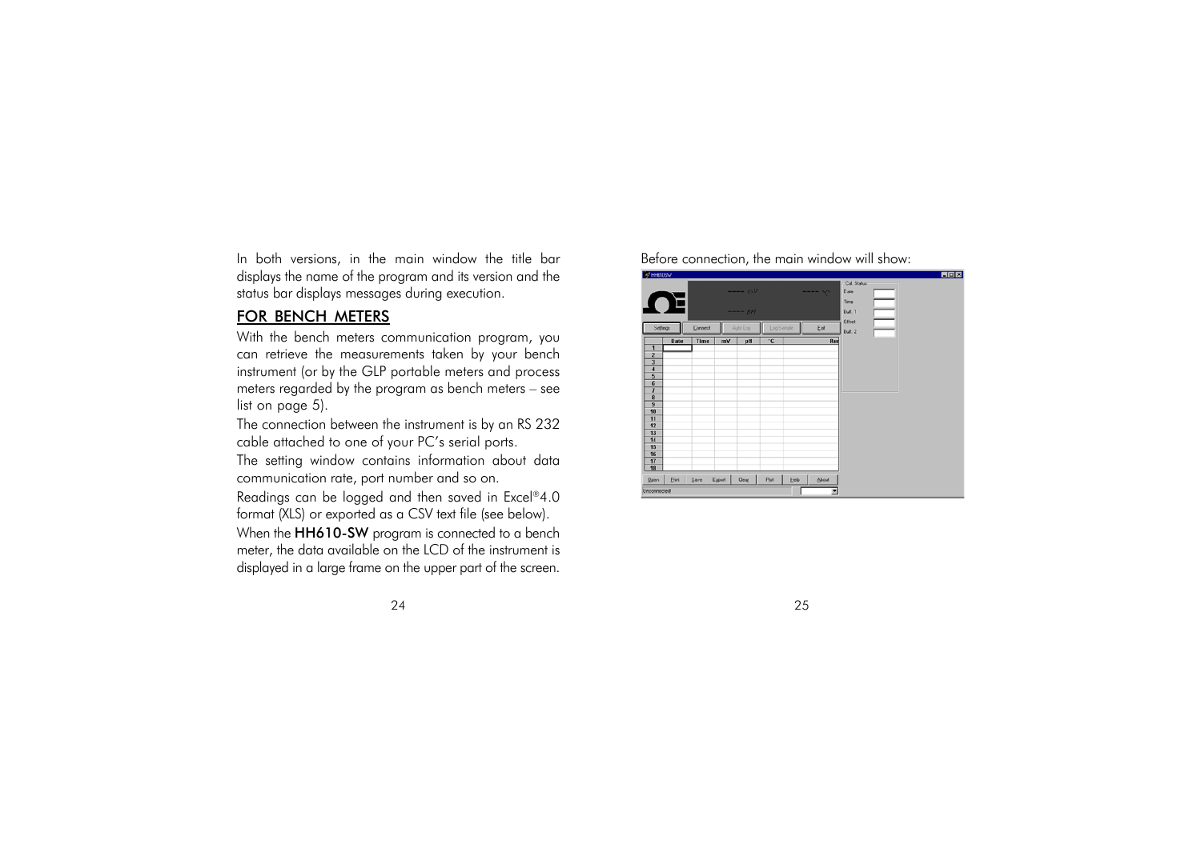In both versions, in the main window the title bar displays the name of the program and its version and the status bar displays messages during execution.

## FOR BENCH METERS

With the bench meters communication program, you can retrieve the measurements taken by your bench instrument (or by the GLP portable meters and process meters regarded by the program as bench meters – see list on page 5).

The connection between the instrument is by an RS 232 cable attached to one of your PC's serial ports.

The setting window contains information about data communication rate, port number and so on.

Readings can be logged and then saved in Excel®4.0 format (XLS) or exported as a CSV text file (see below).

When the **HH610-SW** program is connected to a bench meter, the data available on the LCD of the instrument is displayed in a large frame on the upper part of the screen.

Before connection, the main window will show: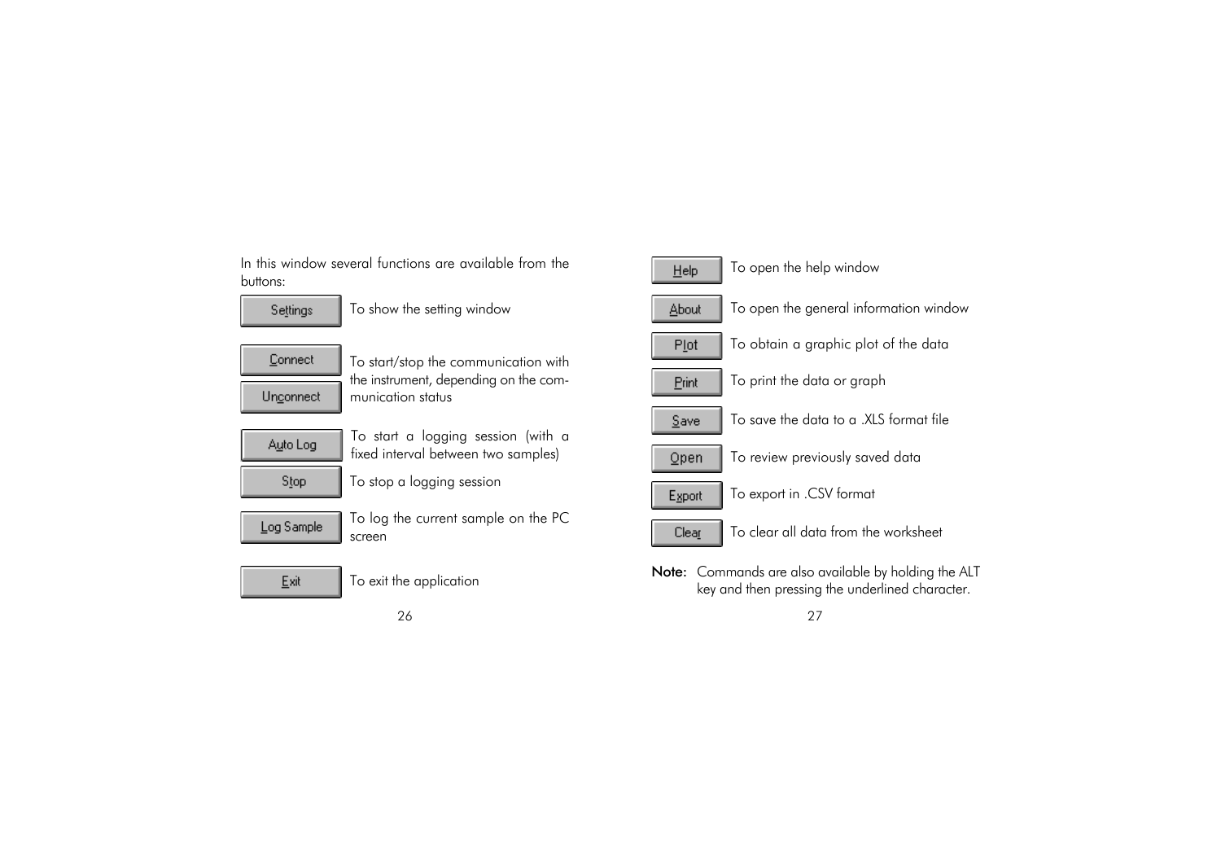In this window several functions are available from the buttons:

| Button | Function |
|---|---|
| Settings | To show the setting window |
| Connect / Unconnect | To start/stop the communication with the instrument, depending on the communication status |
| Auto Log | To start a logging session (with a fixed interval between two samples) |
| Stop | To stop a logging session |
| Log Sample | To log the current sample on the PC screen |
| Exit | To exit the application |
| Help | To open the help window |
| About | To open the general information window |
| Plot | To obtain a graphic plot of the data |
| Print | To print the data or graph |
| Save | To save the data to a .XLS format file |
| Open | To review previously saved data |
| Export | To export in .CSV format |
| Clear | To clear all data from the worksheet |

**Note:** Commands are also available by holding the ALT key and then pressing the underlined character.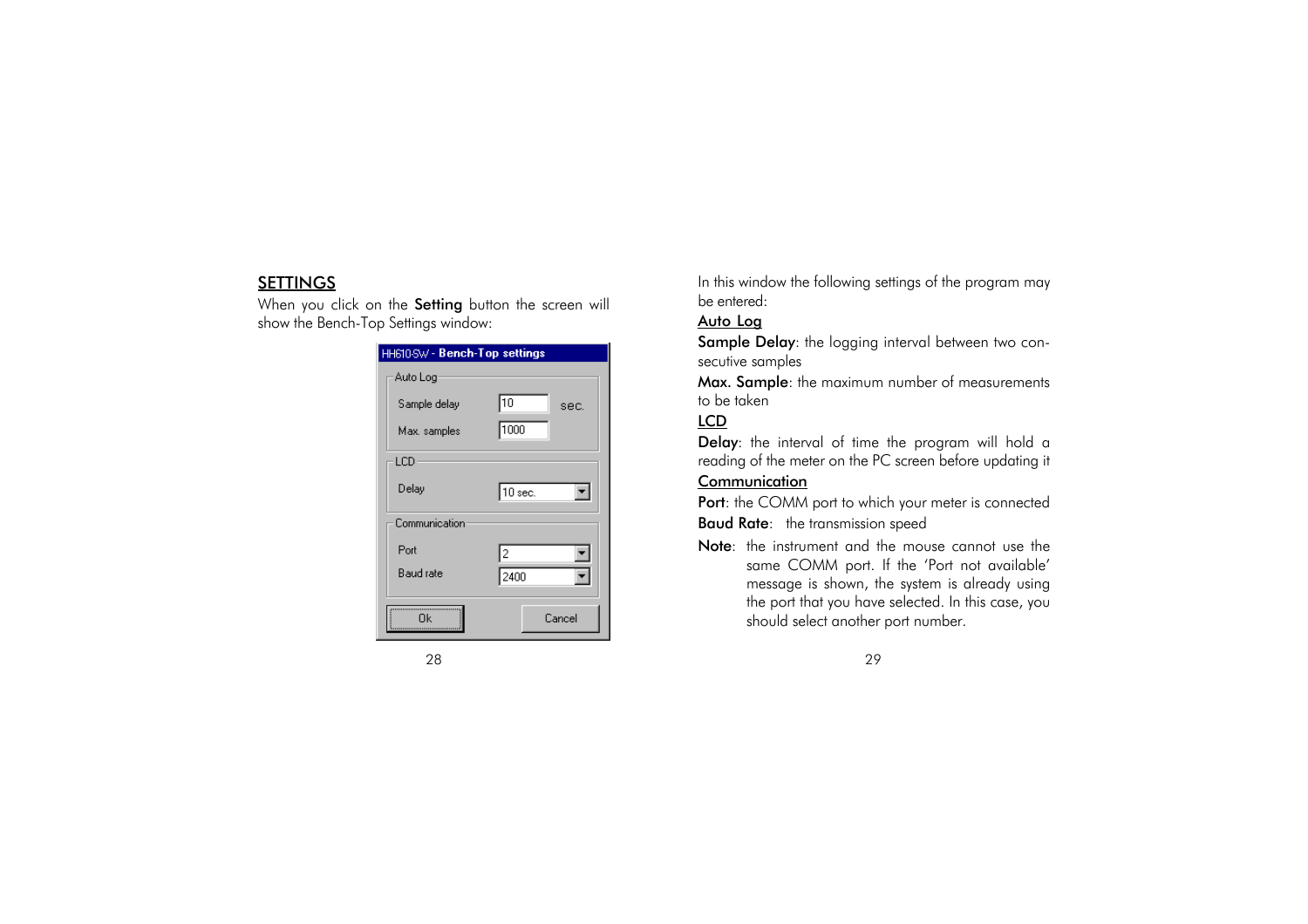## SETTINGS

When you click on the **Setting** button the screen will show the Bench-Top Settings window:

HH610-SW - **Bench-Top settings**

Auto Log
- Sample delay: 10 sec.
- Max. samples: 1000

LCD
- Delay: 10 sec.

Communication
- Port: 2
- Baud rate: 2400

Ok | Cancel

In this window the following settings of the program may be entered:

**Auto Log**

**Sample Delay**: the logging interval between two consecutive samples

**Max. Sample**: the maximum number of measurements to be taken

**LCD**

**Delay**: the interval of time the program will hold a reading of the meter on the PC screen before updating it

**Communication**

**Port**: the COMM port to which your meter is connected

**Baud Rate**: the transmission speed

**Note**: the instrument and the mouse cannot use the same COMM port. If the 'Port not available' message is shown, the system is already using the port that you have selected. In this case, you should select another port number.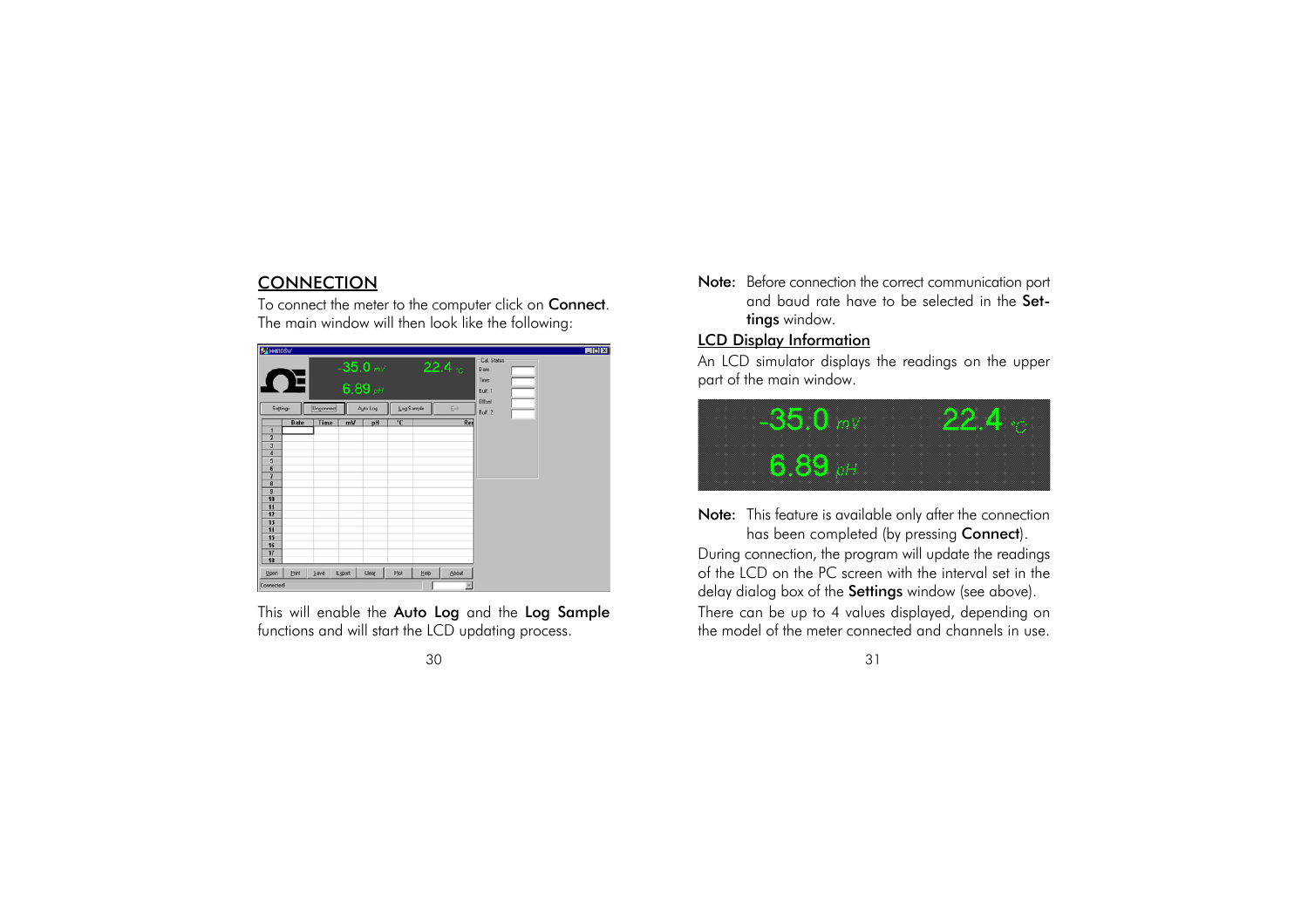## CONNECTION

To connect the meter to the computer click on **Connect**. The main window will then look like the following:

This will enable the **Auto Log** and the **Log Sample** functions and will start the LCD updating process.

**Note:** Before connection the correct communication port and baud rate have to be selected in the **Settings** window.

### LCD Display Information

An LCD simulator displays the readings on the upper part of the main window.

**Note:** This feature is available only after the connection has been completed (by pressing **Connect**).

During connection, the program will update the readings of the LCD on the PC screen with the interval set in the delay dialog box of the **Settings** window (see above).

There can be up to 4 values displayed, depending on the model of the meter connected and channels in use.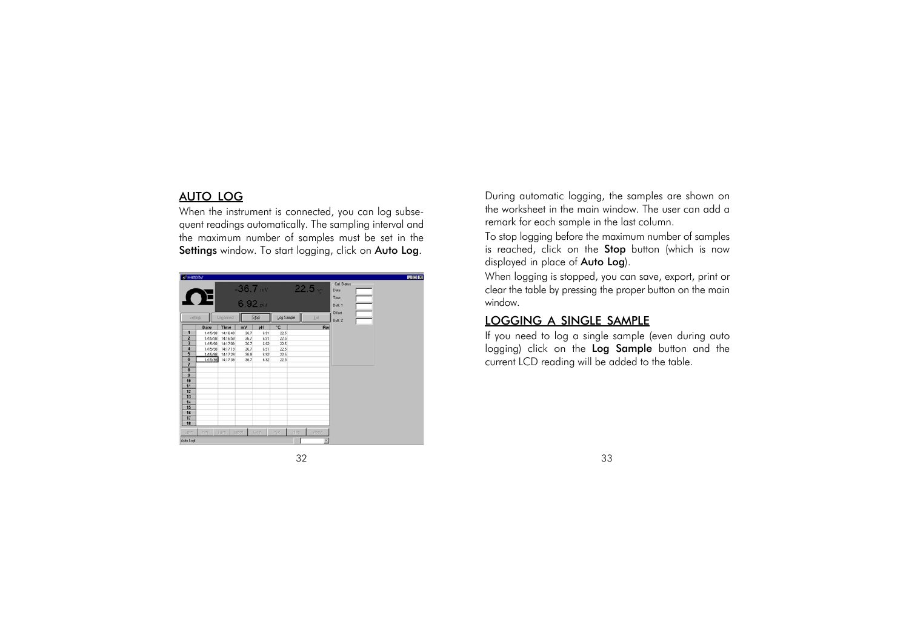## AUTO LOG

When the instrument is connected, you can log subsequent readings automatically. The sampling interval and the maximum number of samples must be set in the **Settings** window. To start logging, click on **Auto Log**.

During automatic logging, the samples are shown on the worksheet in the main window. The user can add a remark for each sample in the last column.

To stop logging before the maximum number of samples is reached, click on the **Stop** button (which is now displayed in place of **Auto Log**).

When logging is stopped, you can save, export, print or clear the table by pressing the proper button on the main window.

## LOGGING A SINGLE SAMPLE

If you need to log a single sample (even during auto logging) click on the **Log Sample** button and the current LCD reading will be added to the table.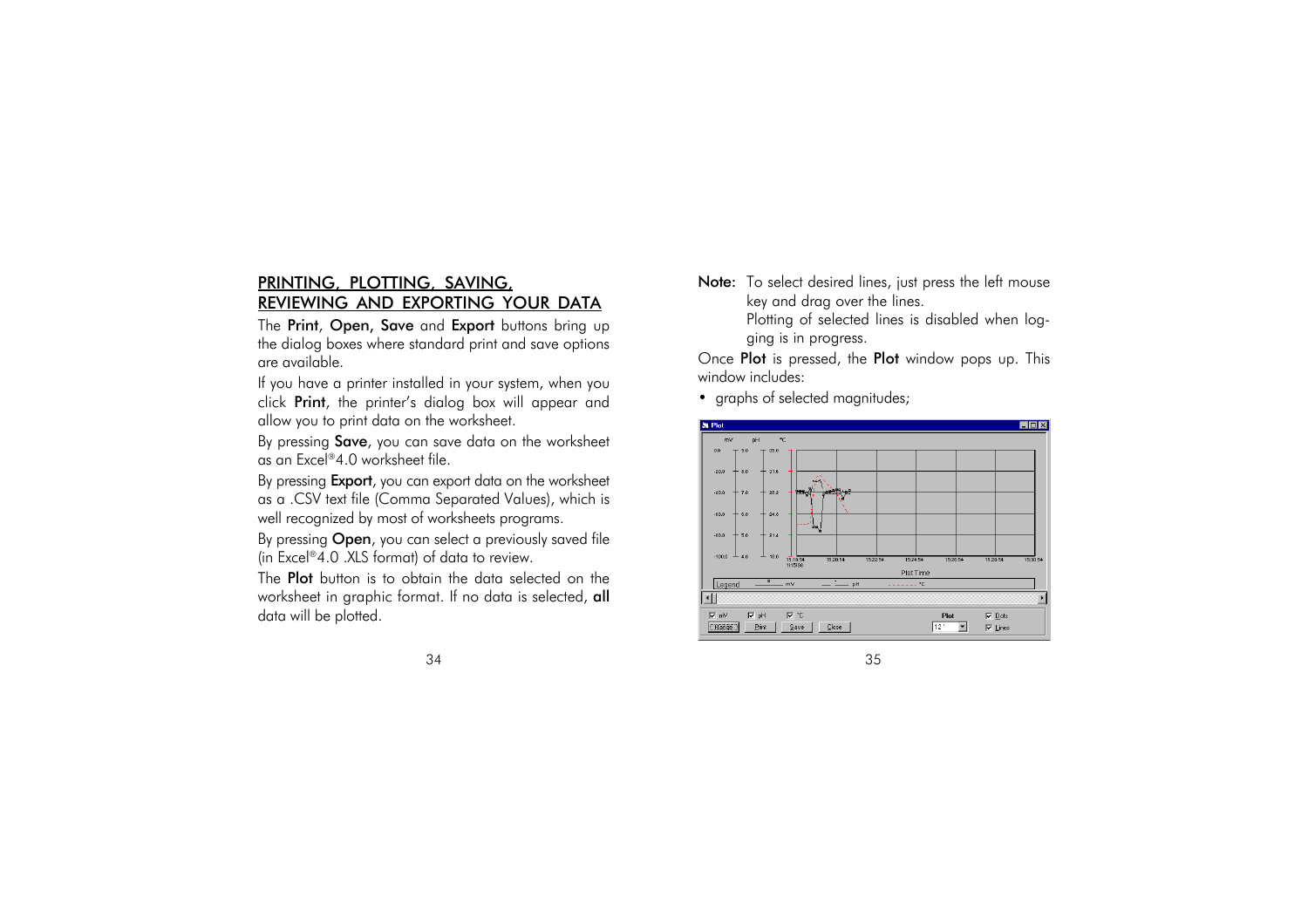## PRINTING, PLOTTING, SAVING, REVIEWING AND EXPORTING YOUR DATA

The **Print**, **Open, Save** and **Export** buttons bring up the dialog boxes where standard print and save options are available.

If you have a printer installed in your system, when you click **Print**, the printer's dialog box will appear and allow you to print data on the worksheet.

By pressing **Save**, you can save data on the worksheet as an Excel®4.0 worksheet file.

By pressing **Export**, you can export data on the worksheet as a .CSV text file (Comma Separated Values), which is well recognized by most of worksheets programs.

By pressing **Open**, you can select a previously saved file (in Excel®4.0 .XLS format) of data to review.

The **Plot** button is to obtain the data selected on the worksheet in graphic format. If no data is selected, **all** data will be plotted.

**Note:** To select desired lines, just press the left mouse key and drag over the lines.
Plotting of selected lines is disabled when logging is in progress.

Once **Plot** is pressed, the **Plot** window pops up. This window includes:

- graphs of selected magnitudes;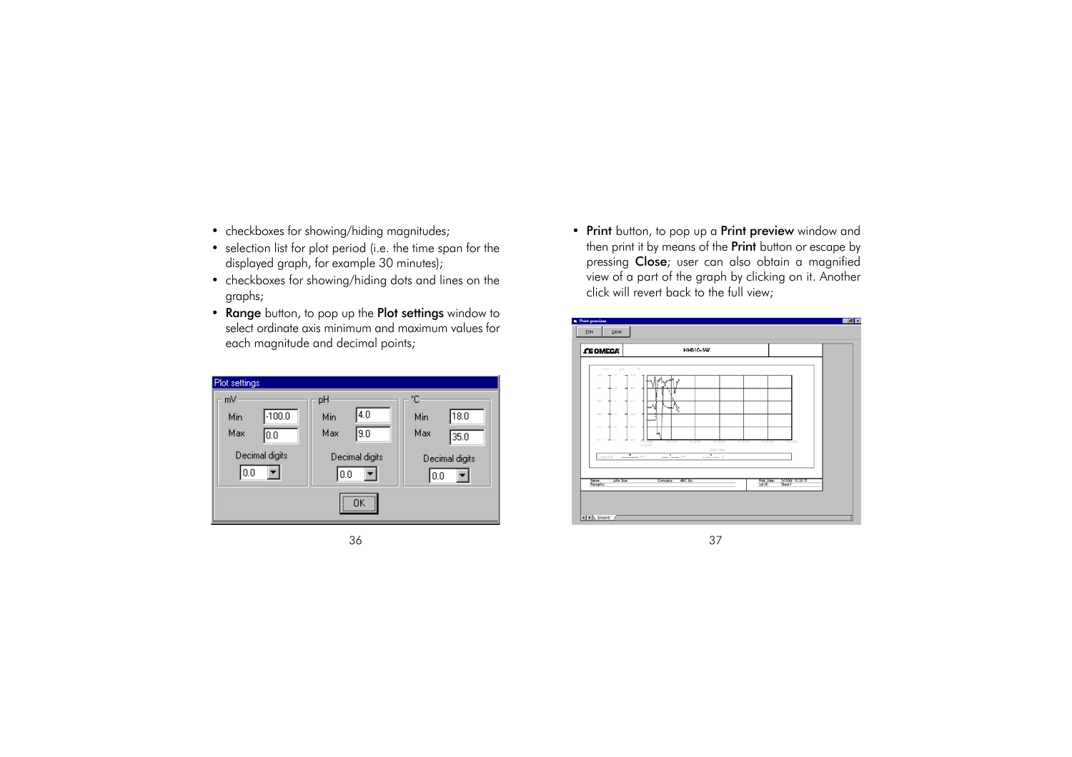- checkboxes for showing/hiding magnitudes;
- selection list for plot period (i.e. the time span for the displayed graph, for example 30 minutes);
- checkboxes for showing/hiding dots and lines on the graphs;
- **Range** button, to pop up the **Plot settings** window to select ordinate axis minimum and maximum values for each magnitude and decimal points;

Plot settings

| | mV | pH | °C |
|---|---|---|---|
| Min | -100.0 | 4.0 | 18.0 |
| Max | 0.0 | 9.0 | 35.0 |
| Decimal digits | 0.0 | 0.0 | 0.0 |

OK

- **Print** button, to pop up a **Print preview** window and then print it by means of the **Print** button or escape by pressing **Close**; user can also obtain a magnified view of a part of the graph by clicking on it. Another click will revert back to the full view;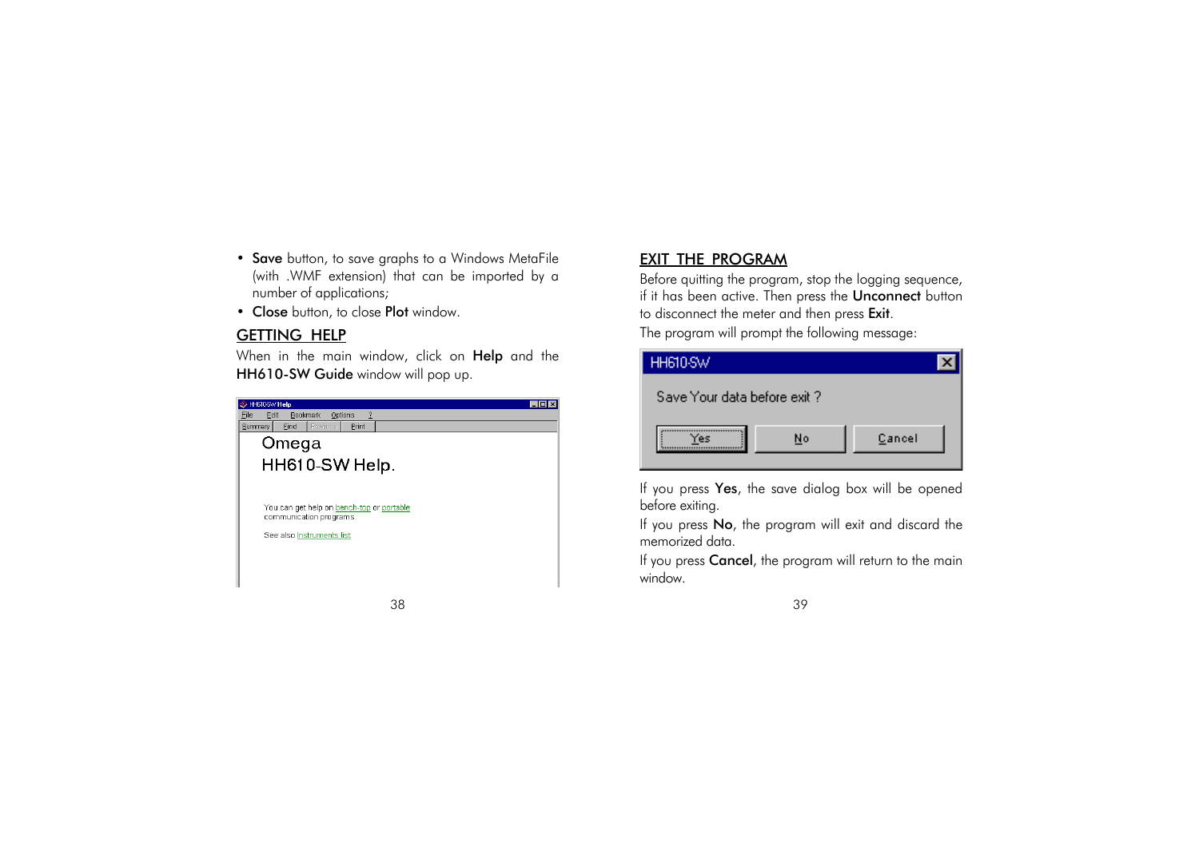- **Save** button, to save graphs to a Windows MetaFile (with .WMF extension) that can be imported by a number of applications;
- **Close** button, to close **Plot** window.

## GETTING HELP

When in the main window, click on **Help** and the **HH610-SW Guide** window will pop up.

## EXIT THE PROGRAM

Before quitting the program, stop the logging sequence, if it has been active. Then press the **Unconnect** button to disconnect the meter and then press **Exit**.

The program will prompt the following message:

If you press **Yes**, the save dialog box will be opened before exiting.

If you press **No**, the program will exit and discard the memorized data.

If you press **Cancel**, the program will return to the main window.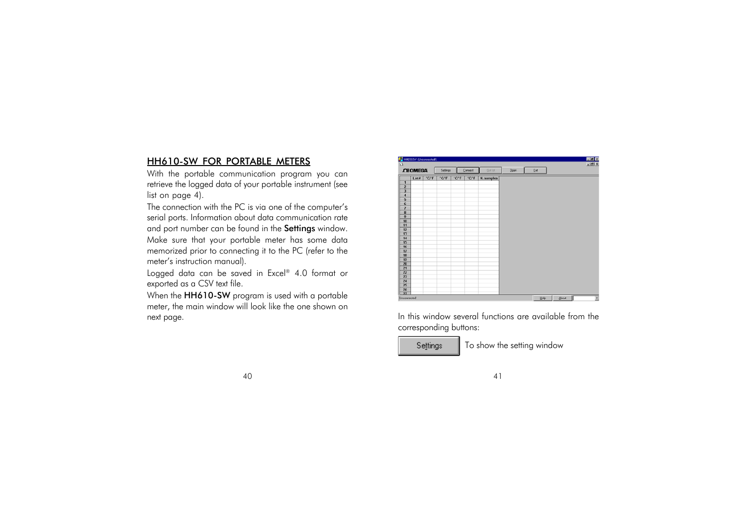## HH610-SW FOR PORTABLE METERS

With the portable communication program you can retrieve the logged data of your portable instrument (see list on page 4).

The connection with the PC is via one of the computer's serial ports. Information about data communication rate and port number can be found in the **Settings** window.

Make sure that your portable meter has some data memorized prior to connecting it to the PC (refer to the meter's instruction manual).

Logged data can be saved in Excel® 4.0 format or exported as a CSV text file.

When the **HH610-SW** program is used with a portable meter, the main window will look like the one shown on next page.

In this window several functions are available from the corresponding buttons:

Settings — To show the setting window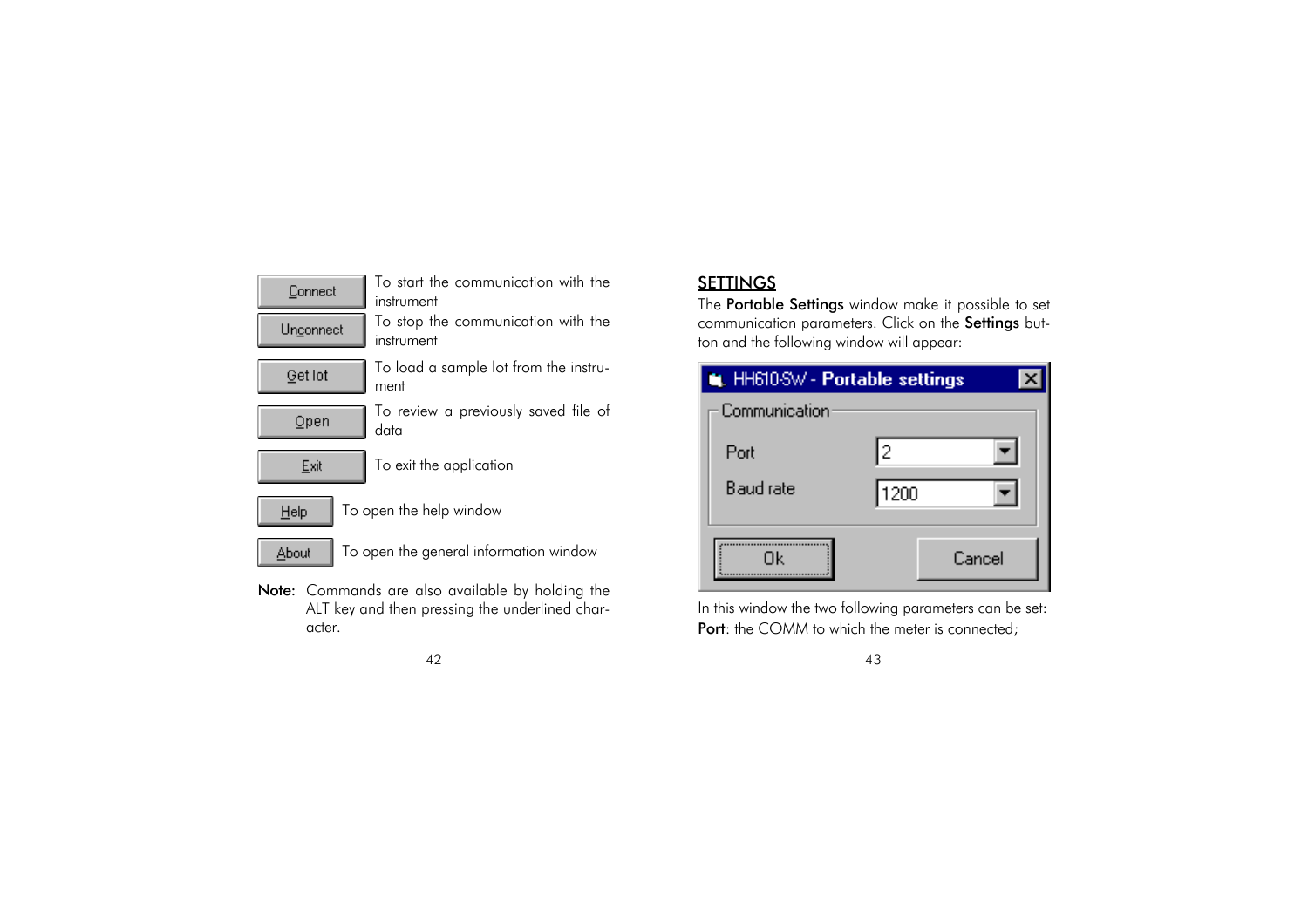| Button | Description |
| --- | --- |
| Connect | To start the communication with the instrument |
| Unconnect | To stop the communication with the instrument |
| Get lot | To load a sample lot from the instrument |
| Open | To review a previously saved file of data |
| Exit | To exit the application |
| Help | To open the help window |
| About | To open the general information window |

**Note:** Commands are also available by holding the ALT key and then pressing the underlined character.

## SETTINGS

The **Portable Settings** window make it possible to set communication parameters. Click on the **Settings** button and the following window will appear:

HH610-SW - Portable settings

Communication

Port: 2

Baud rate: 1200

Ok | Cancel

In this window the two following parameters can be set:

**Port**: the COMM to which the meter is connected;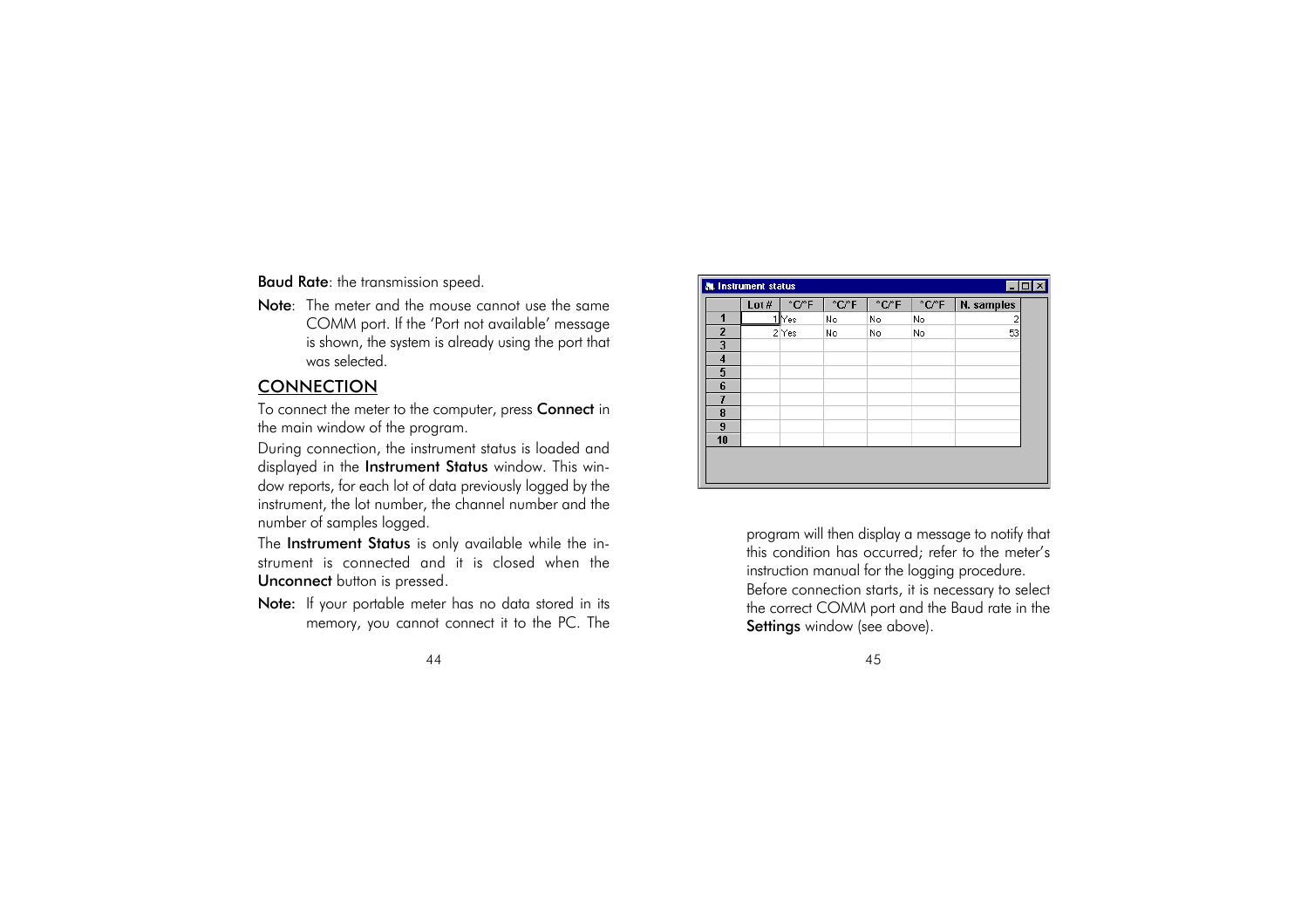**Baud Rate**: the transmission speed.

**Note**: The meter and the mouse cannot use the same COMM port. If the 'Port not available' message is shown, the system is already using the port that was selected.

## CONNECTION

To connect the meter to the computer, press **Connect** in the main window of the program.

During connection, the instrument status is loaded and displayed in the **Instrument Status** window. This window reports, for each lot of data previously logged by the instrument, the lot number, the channel number and the number of samples logged.

The **Instrument Status** is only available while the instrument is connected and it is closed when the **Unconnect** button is pressed.

**Note:** If your portable meter has no data stored in its memory, you cannot connect it to the PC. The program will then display a message to notify that this condition has occurred; refer to the meter's instruction manual for the logging procedure.

Before connection starts, it is necessary to select the correct COMM port and the Baud rate in the **Settings** window (see above).

**Instrument status**

| | Lot # | °C/°F | °C/°F | °C/°F | °C/°F | N. samples |
|---|---|---|---|---|---|---|
| 1 | 1 | Yes | No | No | No | 2 |
| 2 | 2 | Yes | No | No | No | 53 |
| 3 | | | | | | |
| 4 | | | | | | |
| 5 | | | | | | |
| 6 | | | | | | |
| 7 | | | | | | |
| 8 | | | | | | |
| 9 | | | | | | |
| 10 | | | | | | |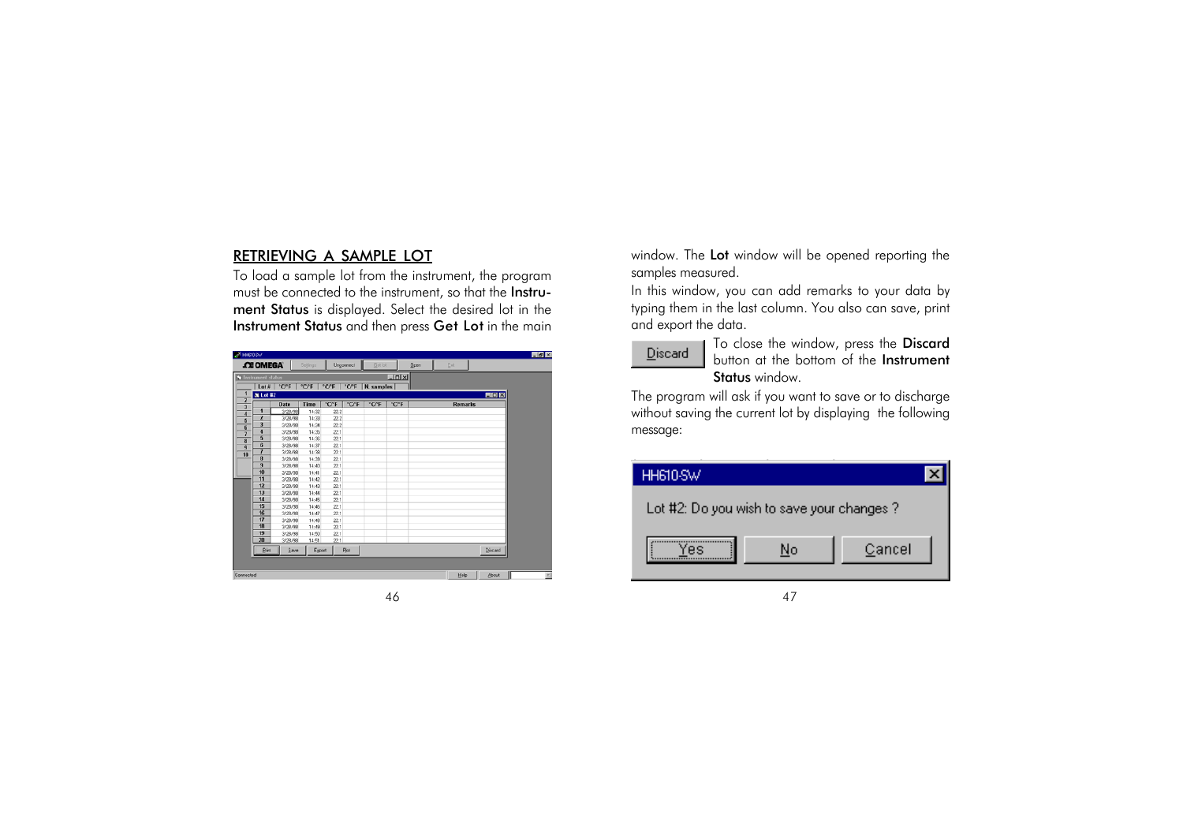## RETRIEVING A SAMPLE LOT

To load a sample lot from the instrument, the program must be connected to the instrument, so that the **Instrument Status** is displayed. Select the desired lot in the **Instrument Status** and then press **Get Lot** in the main window. The **Lot** window will be opened reporting the samples measured.

In this window, you can add remarks to your data by typing them in the last column. You also can save, print and export the data.

To close the window, press the **Discard** button at the bottom of the **Instrument Status** window.

The program will ask if you want to save or to discharge without saving the current lot by displaying the following message:

HH610-SW

Lot #2: Do you wish to save your changes ?

Yes | No | Cancel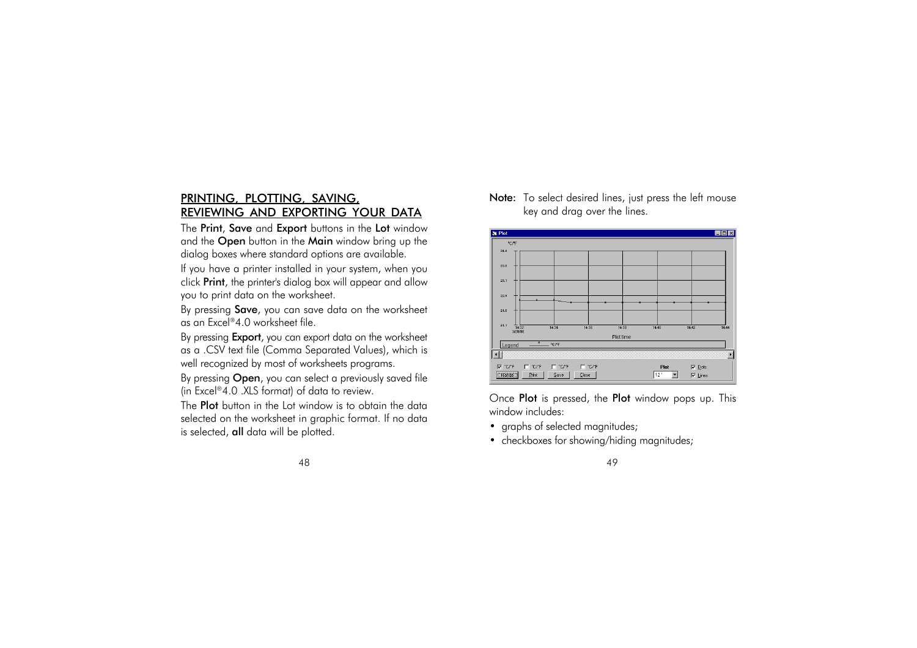## PRINTING, PLOTTING, SAVING, REVIEWING AND EXPORTING YOUR DATA

The **Print**, **Save** and **Export** buttons in the **Lot** window and the **Open** button in the **Main** window bring up the dialog boxes where standard options are available.

If you have a printer installed in your system, when you click **Print**, the printer's dialog box will appear and allow you to print data on the worksheet.

By pressing **Save**, you can save data on the worksheet as an Excel®4.0 worksheet file.

By pressing **Export**, you can export data on the worksheet as a .CSV text file (Comma Separated Values), which is well recognized by most of worksheets programs.

By pressing **Open**, you can select a previously saved file (in Excel®4.0 .XLS format) of data to review.

The **Plot** button in the Lot window is to obtain the data selected on the worksheet in graphic format. If no data is selected, **all** data will be plotted.

**Note:** To select desired lines, just press the left mouse key and drag over the lines.

Once **Plot** is pressed, the **Plot** window pops up. This window includes:

- graphs of selected magnitudes;
- checkboxes for showing/hiding magnitudes;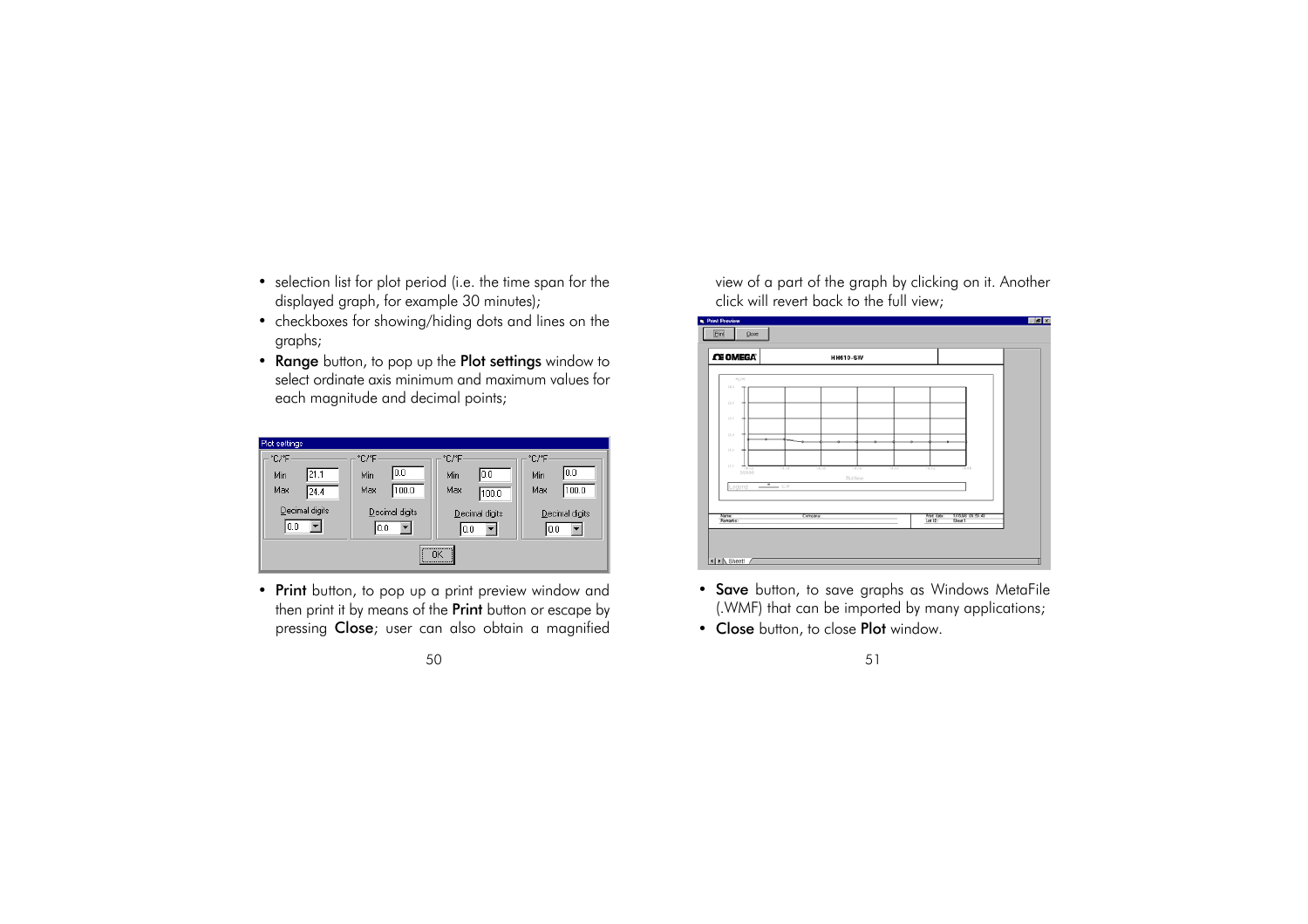- selection list for plot period (i.e. the time span for the displayed graph, for example 30 minutes);
- checkboxes for showing/hiding dots and lines on the graphs;
- **Range** button, to pop up the **Plot settings** window to select ordinate axis minimum and maximum values for each magnitude and decimal points;

- **Print** button, to pop up a print preview window and then print it by means of the **Print** button or escape by pressing **Close**; user can also obtain a magnified view of a part of the graph by clicking on it. Another click will revert back to the full view;

- **Save** button, to save graphs as Windows MetaFile (.WMF) that can be imported by many applications;
- **Close** button, to close **Plot** window.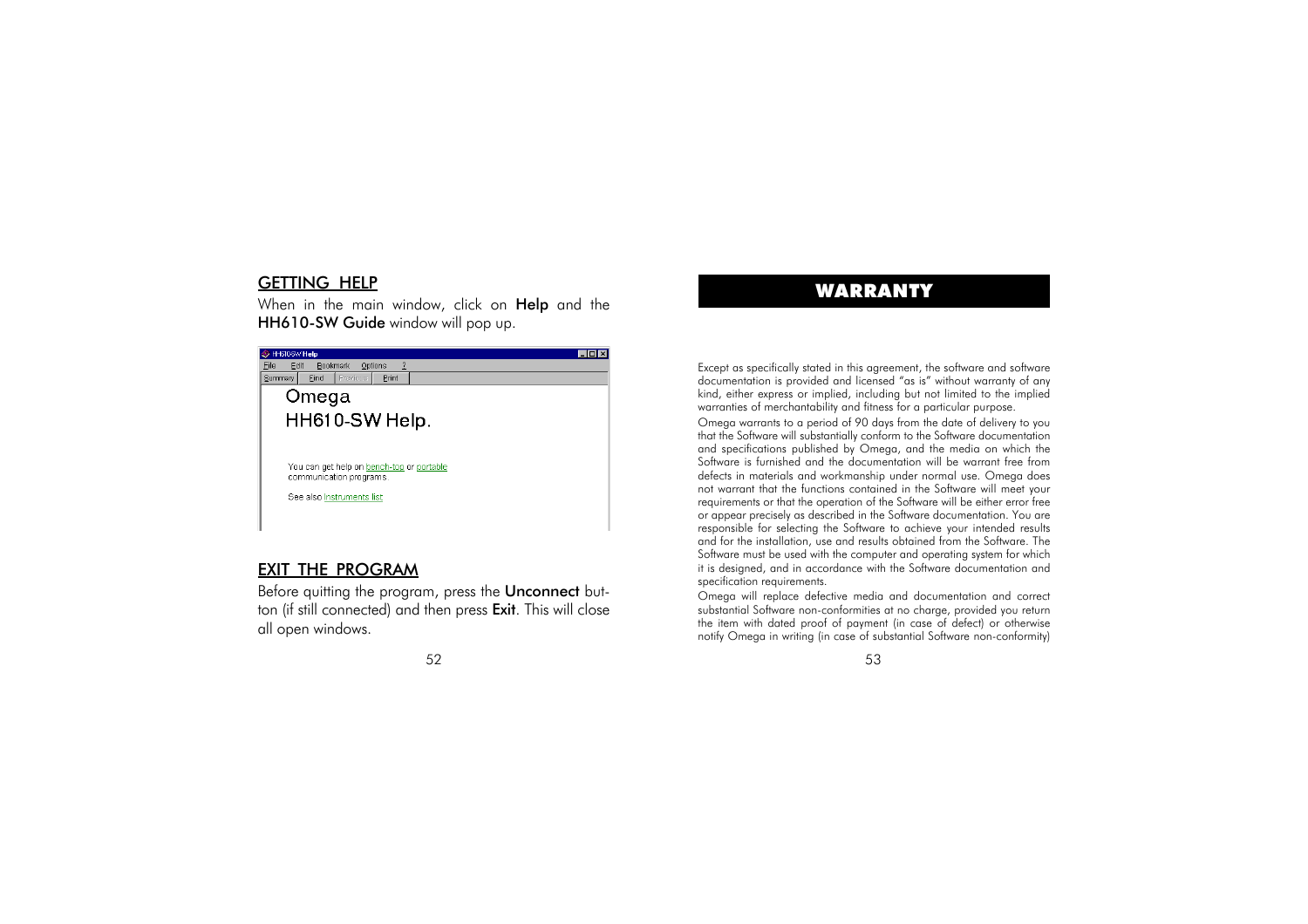## GETTING HELP

When in the main window, click on **Help** and the **HH610-SW Guide** window will pop up.

## EXIT THE PROGRAM

Before quitting the program, press the **Unconnect** button (if still connected) and then press **Exit**. This will close all open windows.

# WARRANTY

Except as specifically stated in this agreement, the software and software documentation is provided and licensed "as is" without warranty of any kind, either express or implied, including but not limited to the implied warranties of merchantability and fitness for a particular purpose.

Omega warrants to a period of 90 days from the date of delivery to you that the Software will substantially conform to the Software documentation and specifications published by Omega, and the media on which the Software is furnished and the documentation will be warrant free from defects in materials and workmanship under normal use. Omega does not warrant that the functions contained in the Software will meet your requirements or that the operation of the Software will be either error free or appear precisely as described in the Software documentation. You are responsible for selecting the Software to achieve your intended results and for the installation, use and results obtained from the Software. The Software must be used with the computer and operating system for which it is designed, and in accordance with the Software documentation and specification requirements.

Omega will replace defective media and documentation and correct substantial Software non-conformities at no charge, provided you return the item with dated proof of payment (in case of defect) or otherwise notify Omega in writing (in case of substantial Software non-conformity)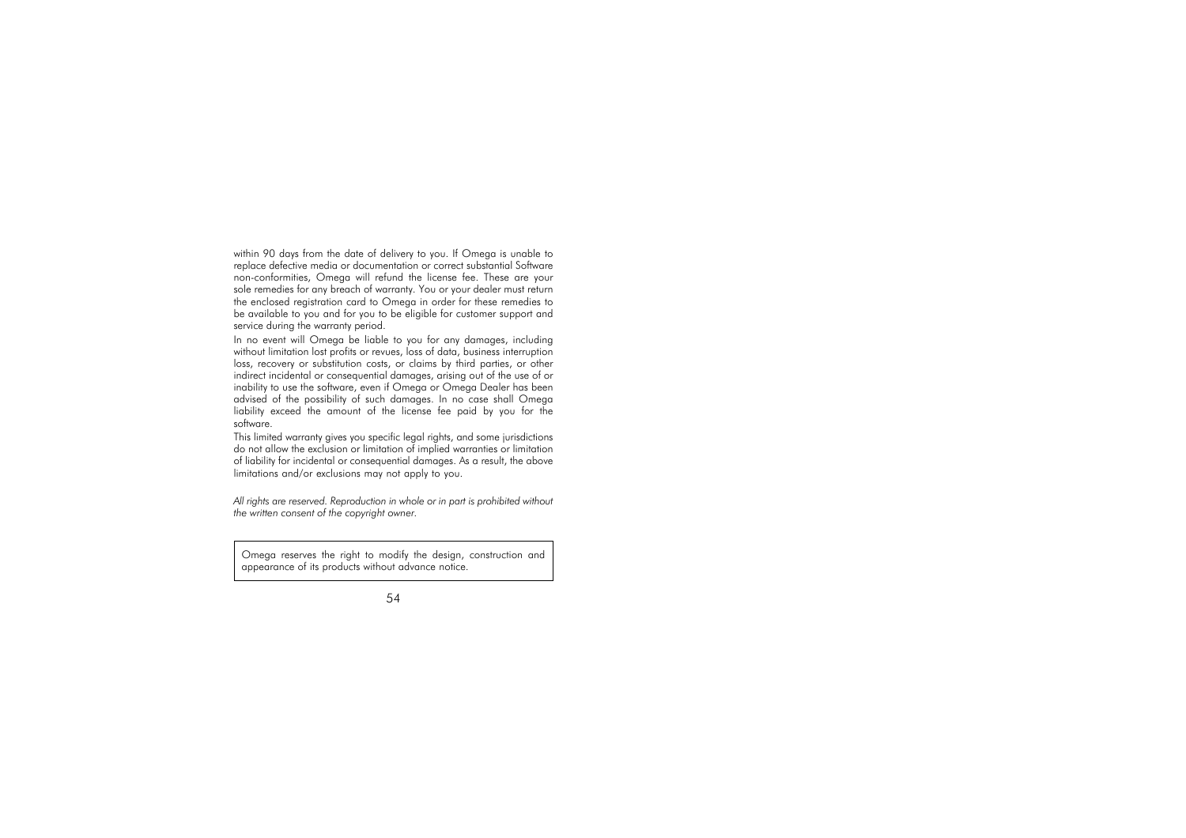within 90 days from the date of delivery to you. If Omega is unable to replace defective media or documentation or correct substantial Software non-conformities, Omega will refund the license fee. These are your sole remedies for any breach of warranty. You or your dealer must return the enclosed registration card to Omega in order for these remedies to be available to you and for you to be eligible for customer support and service during the warranty period.

In no event will Omega be liable to you for any damages, including without limitation lost profits or revues, loss of data, business interruption loss, recovery or substitution costs, or claims by third parties, or other indirect incidental or consequential damages, arising out of the use of or inability to use the software, even if Omega or Omega Dealer has been advised of the possibility of such damages. In no case shall Omega liability exceed the amount of the license fee paid by you for the software.

This limited warranty gives you specific legal rights, and some jurisdictions do not allow the exclusion or limitation of implied warranties or limitation of liability for incidental or consequential damages. As a result, the above limitations and/or exclusions may not apply to you.

*All rights are reserved. Reproduction in whole or in part is prohibited without the written consent of the copyright owner.*

Omega reserves the right to modify the design, construction and appearance of its products without advance notice.